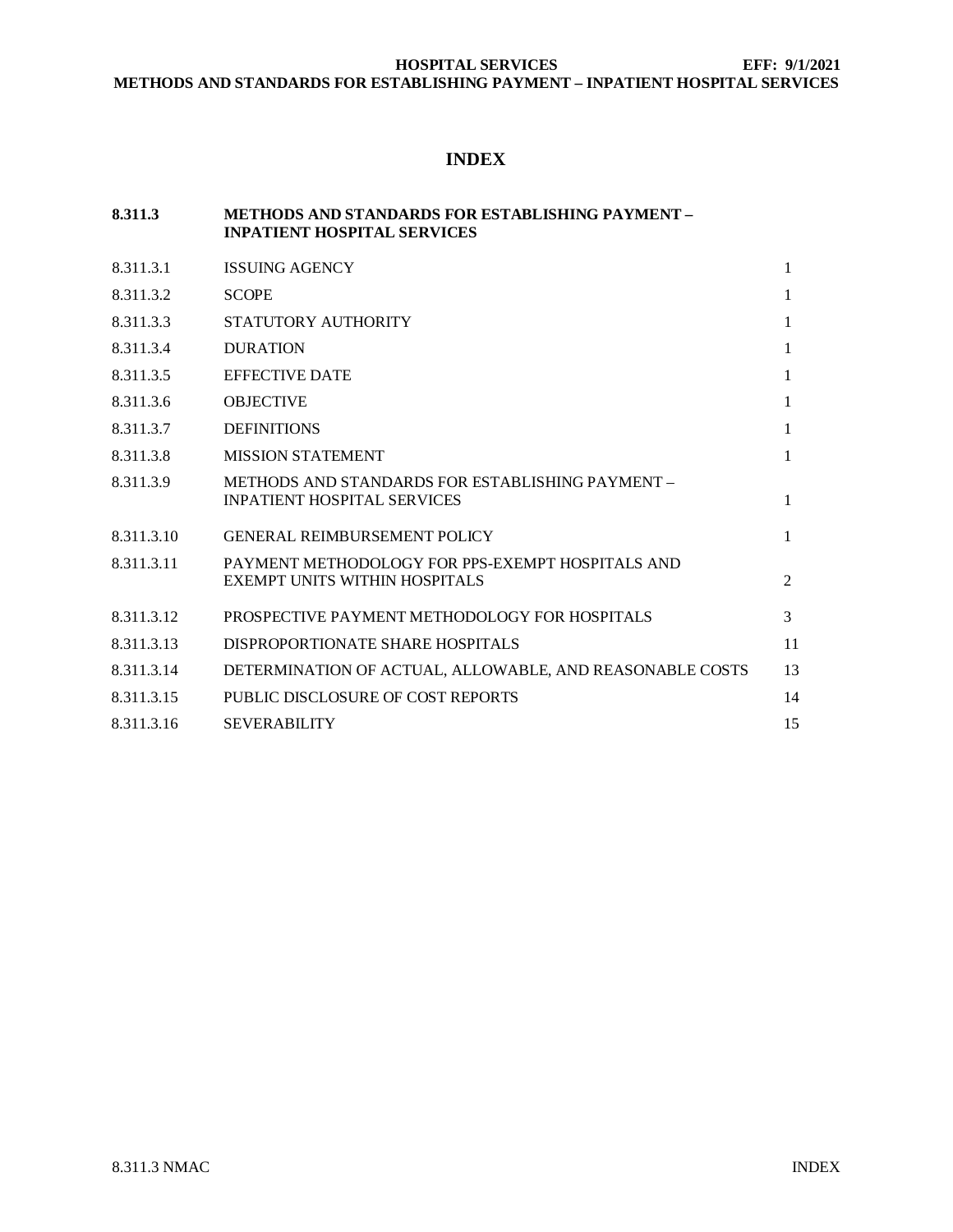# INDEX

| | | |
|---|---|---|
| **8.311.3** | **METHODS AND STANDARDS FOR ESTABLISHING PAYMENT – INPATIENT HOSPITAL SERVICES** | |
| 8.311.3.1 | ISSUING AGENCY | 1 |
| 8.311.3.2 | SCOPE | 1 |
| 8.311.3.3 | STATUTORY AUTHORITY | 1 |
| 8.311.3.4 | DURATION | 1 |
| 8.311.3.5 | EFFECTIVE DATE | 1 |
| 8.311.3.6 | OBJECTIVE | 1 |
| 8.311.3.7 | DEFINITIONS | 1 |
| 8.311.3.8 | MISSION STATEMENT | 1 |
| 8.311.3.9 | METHODS AND STANDARDS FOR ESTABLISHING PAYMENT – INPATIENT HOSPITAL SERVICES | 1 |
| 8.311.3.10 | GENERAL REIMBURSEMENT POLICY | 1 |
| 8.311.3.11 | PAYMENT METHODOLOGY FOR PPS-EXEMPT HOSPITALS AND EXEMPT UNITS WITHIN HOSPITALS | 2 |
| 8.311.3.12 | PROSPECTIVE PAYMENT METHODOLOGY FOR HOSPITALS | 3 |
| 8.311.3.13 | DISPROPORTIONATE SHARE HOSPITALS | 11 |
| 8.311.3.14 | DETERMINATION OF ACTUAL, ALLOWABLE, AND REASONABLE COSTS | 13 |
| 8.311.3.15 | PUBLIC DISCLOSURE OF COST REPORTS | 14 |
| 8.311.3.16 | SEVERABILITY | 15 |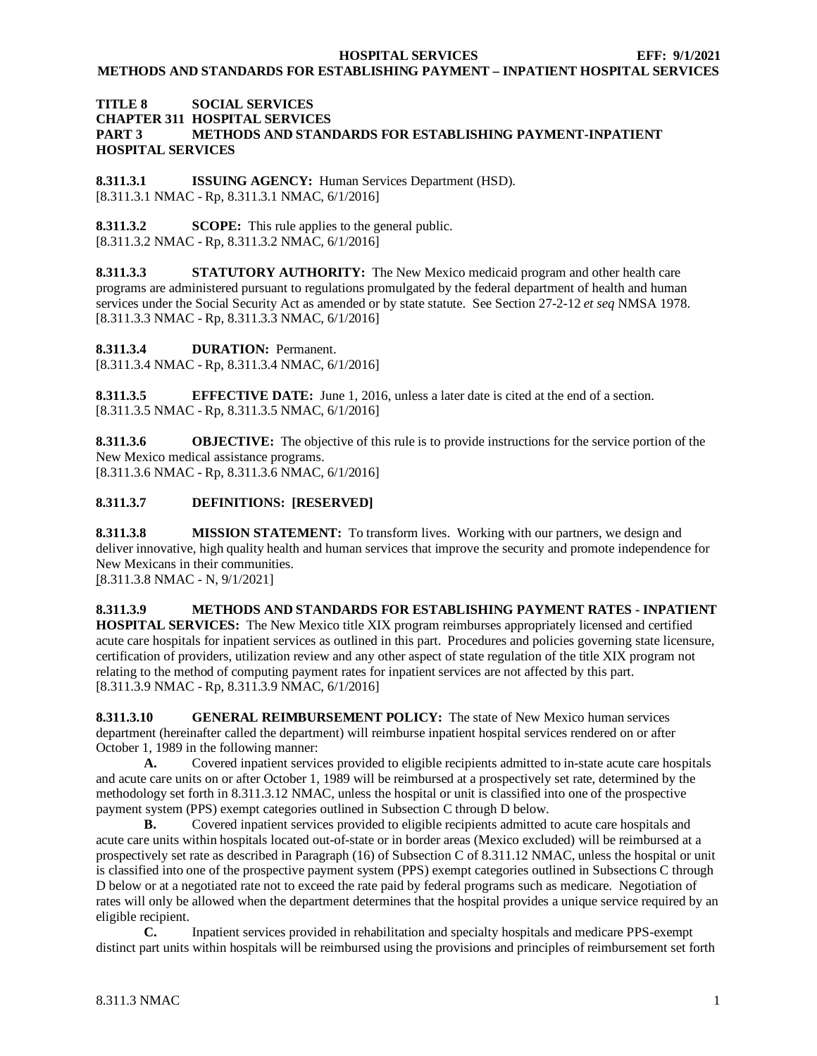**TITLE 8 SOCIAL SERVICES**
**CHAPTER 311 HOSPITAL SERVICES**
**PART 3 METHODS AND STANDARDS FOR ESTABLISHING PAYMENT-INPATIENT HOSPITAL SERVICES**

**8.311.3.1 ISSUING AGENCY:** Human Services Department (HSD).
[8.311.3.1 NMAC - Rp, 8.311.3.1 NMAC, 6/1/2016]

**8.311.3.2 SCOPE:** This rule applies to the general public.
[8.311.3.2 NMAC - Rp, 8.311.3.2 NMAC, 6/1/2016]

**8.311.3.3 STATUTORY AUTHORITY:** The New Mexico medicaid program and other health care programs are administered pursuant to regulations promulgated by the federal department of health and human services under the Social Security Act as amended or by state statute. See Section 27-2-12 *et seq* NMSA 1978.
[8.311.3.3 NMAC - Rp, 8.311.3.3 NMAC, 6/1/2016]

**8.311.3.4 DURATION:** Permanent.
[8.311.3.4 NMAC - Rp, 8.311.3.4 NMAC, 6/1/2016]

**8.311.3.5 EFFECTIVE DATE:** June 1, 2016, unless a later date is cited at the end of a section.
[8.311.3.5 NMAC - Rp, 8.311.3.5 NMAC, 6/1/2016]

**8.311.3.6 OBJECTIVE:** The objective of this rule is to provide instructions for the service portion of the New Mexico medical assistance programs.
[8.311.3.6 NMAC - Rp, 8.311.3.6 NMAC, 6/1/2016]

**8.311.3.7 DEFINITIONS: [RESERVED]**

**8.311.3.8 MISSION STATEMENT:** To transform lives. Working with our partners, we design and deliver innovative, high quality health and human services that improve the security and promote independence for New Mexicans in their communities.
[8.311.3.8 NMAC - N, 9/1/2021]

**8.311.3.9 METHODS AND STANDARDS FOR ESTABLISHING PAYMENT RATES - INPATIENT HOSPITAL SERVICES:** The New Mexico title XIX program reimburses appropriately licensed and certified acute care hospitals for inpatient services as outlined in this part. Procedures and policies governing state licensure, certification of providers, utilization review and any other aspect of state regulation of the title XIX program not relating to the method of computing payment rates for inpatient services are not affected by this part.
[8.311.3.9 NMAC - Rp, 8.311.3.9 NMAC, 6/1/2016]

**8.311.3.10 GENERAL REIMBURSEMENT POLICY:** The state of New Mexico human services department (hereinafter called the department) will reimburse inpatient hospital services rendered on or after October 1, 1989 in the following manner:

**A.** Covered inpatient services provided to eligible recipients admitted to in-state acute care hospitals and acute care units on or after October 1, 1989 will be reimbursed at a prospectively set rate, determined by the methodology set forth in 8.311.3.12 NMAC, unless the hospital or unit is classified into one of the prospective payment system (PPS) exempt categories outlined in Subsection C through D below.

**B.** Covered inpatient services provided to eligible recipients admitted to acute care hospitals and acute care units within hospitals located out-of-state or in border areas (Mexico excluded) will be reimbursed at a prospectively set rate as described in Paragraph (16) of Subsection C of 8.311.12 NMAC, unless the hospital or unit is classified into one of the prospective payment system (PPS) exempt categories outlined in Subsections C through D below or at a negotiated rate not to exceed the rate paid by federal programs such as medicare. Negotiation of rates will only be allowed when the department determines that the hospital provides a unique service required by an eligible recipient.

**C.** Inpatient services provided in rehabilitation and specialty hospitals and medicare PPS-exempt distinct part units within hospitals will be reimbursed using the provisions and principles of reimbursement set forth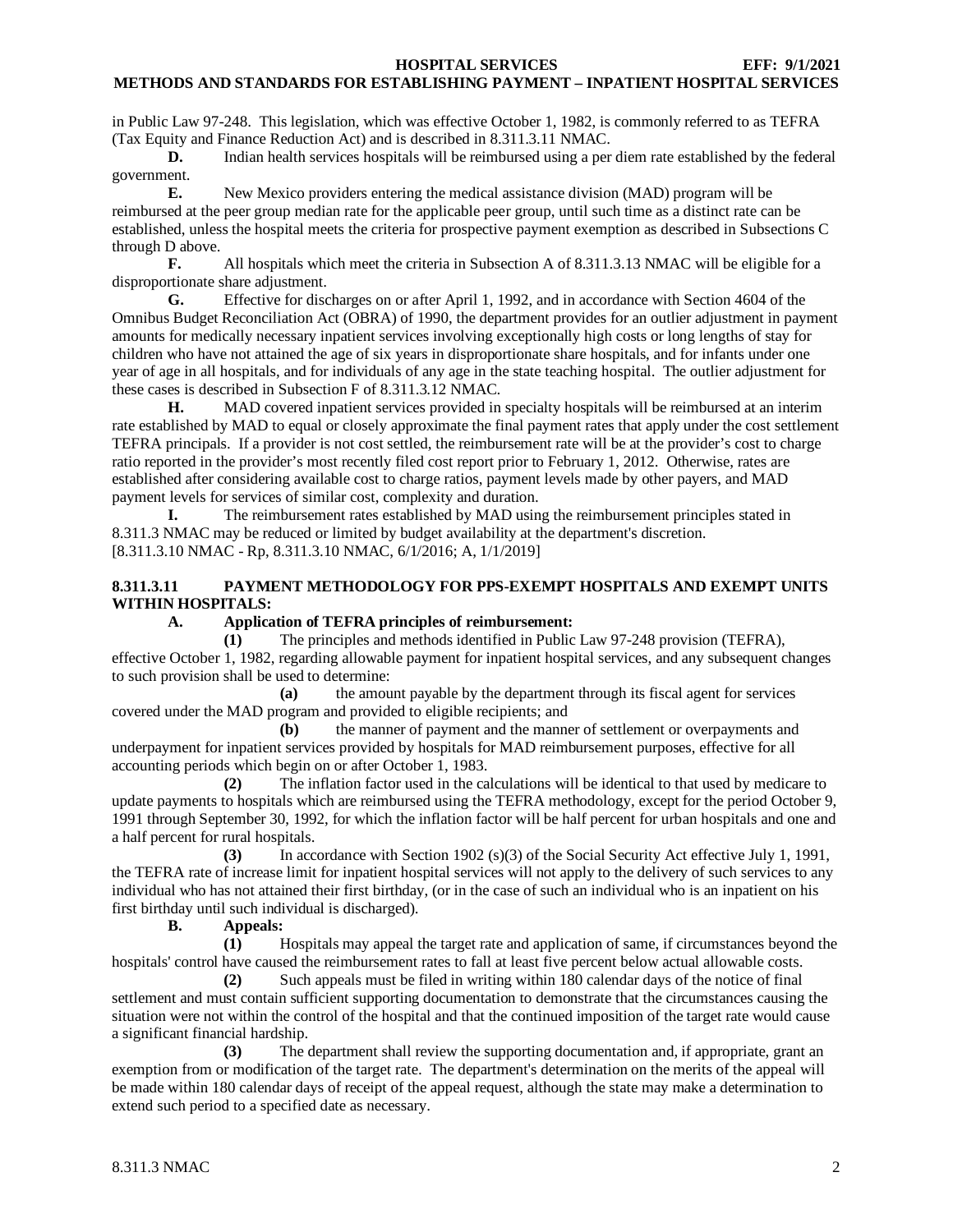in Public Law 97-248. This legislation, which was effective October 1, 1982, is commonly referred to as TEFRA (Tax Equity and Finance Reduction Act) and is described in 8.311.3.11 NMAC.

**D.** Indian health services hospitals will be reimbursed using a per diem rate established by the federal government.

**E.** New Mexico providers entering the medical assistance division (MAD) program will be reimbursed at the peer group median rate for the applicable peer group, until such time as a distinct rate can be established, unless the hospital meets the criteria for prospective payment exemption as described in Subsections C through D above.

**F.** All hospitals which meet the criteria in Subsection A of 8.311.3.13 NMAC will be eligible for a disproportionate share adjustment.

**G.** Effective for discharges on or after April 1, 1992, and in accordance with Section 4604 of the Omnibus Budget Reconciliation Act (OBRA) of 1990, the department provides for an outlier adjustment in payment amounts for medically necessary inpatient services involving exceptionally high costs or long lengths of stay for children who have not attained the age of six years in disproportionate share hospitals, and for infants under one year of age in all hospitals, and for individuals of any age in the state teaching hospital. The outlier adjustment for these cases is described in Subsection F of 8.311.3.12 NMAC.

**H.** MAD covered inpatient services provided in specialty hospitals will be reimbursed at an interim rate established by MAD to equal or closely approximate the final payment rates that apply under the cost settlement TEFRA principals. If a provider is not cost settled, the reimbursement rate will be at the provider's cost to charge ratio reported in the provider's most recently filed cost report prior to February 1, 2012. Otherwise, rates are established after considering available cost to charge ratios, payment levels made by other payers, and MAD payment levels for services of similar cost, complexity and duration.

**I.** The reimbursement rates established by MAD using the reimbursement principles stated in 8.311.3 NMAC may be reduced or limited by budget availability at the department's discretion.

[8.311.3.10 NMAC - Rp, 8.311.3.10 NMAC, 6/1/2016; A, 1/1/2019]

## 8.311.3.11 PAYMENT METHODOLOGY FOR PPS-EXEMPT HOSPITALS AND EXEMPT UNITS WITHIN HOSPITALS:

**A. Application of TEFRA principles of reimbursement:**

**(1)** The principles and methods identified in Public Law 97-248 provision (TEFRA), effective October 1, 1982, regarding allowable payment for inpatient hospital services, and any subsequent changes to such provision shall be used to determine:

**(a)** the amount payable by the department through its fiscal agent for services covered under the MAD program and provided to eligible recipients; and

**(b)** the manner of payment and the manner of settlement or overpayments and underpayment for inpatient services provided by hospitals for MAD reimbursement purposes, effective for all accounting periods which begin on or after October 1, 1983.

**(2)** The inflation factor used in the calculations will be identical to that used by medicare to update payments to hospitals which are reimbursed using the TEFRA methodology, except for the period October 9, 1991 through September 30, 1992, for which the inflation factor will be half percent for urban hospitals and one and a half percent for rural hospitals.

**(3)** In accordance with Section 1902 (s)(3) of the Social Security Act effective July 1, 1991, the TEFRA rate of increase limit for inpatient hospital services will not apply to the delivery of such services to any individual who has not attained their first birthday, (or in the case of such an individual who is an inpatient on his first birthday until such individual is discharged).

**B. Appeals:**

**(1)** Hospitals may appeal the target rate and application of same, if circumstances beyond the hospitals' control have caused the reimbursement rates to fall at least five percent below actual allowable costs.

**(2)** Such appeals must be filed in writing within 180 calendar days of the notice of final settlement and must contain sufficient supporting documentation to demonstrate that the circumstances causing the situation were not within the control of the hospital and that the continued imposition of the target rate would cause a significant financial hardship.

**(3)** The department shall review the supporting documentation and, if appropriate, grant an exemption from or modification of the target rate. The department's determination on the merits of the appeal will be made within 180 calendar days of receipt of the appeal request, although the state may make a determination to extend such period to a specified date as necessary.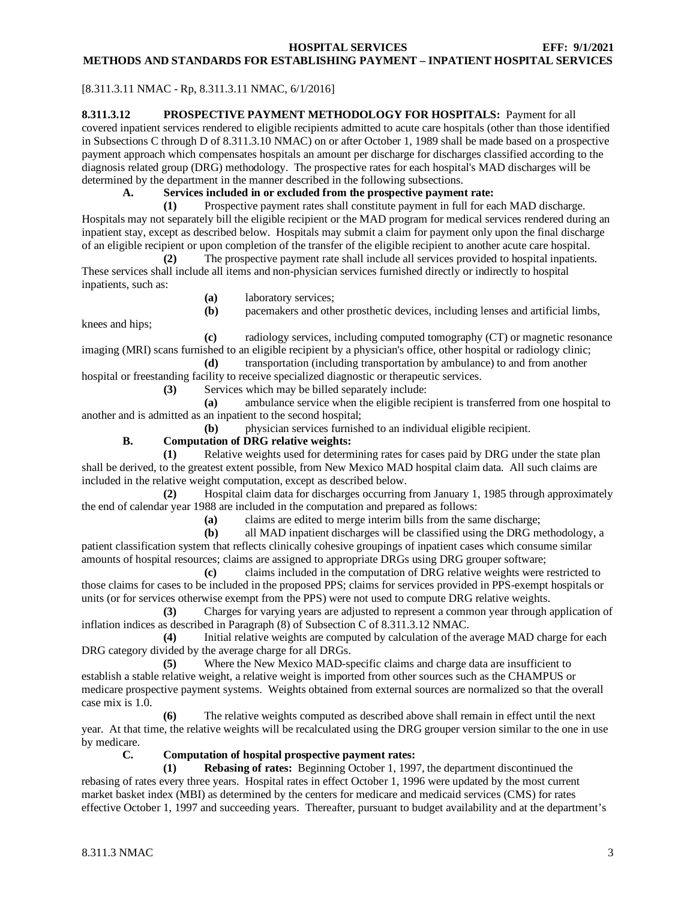[8.311.3.11 NMAC - Rp, 8.311.3.11 NMAC, 6/1/2016]

**8.311.3.12 PROSPECTIVE PAYMENT METHODOLOGY FOR HOSPITALS:** Payment for all covered inpatient services rendered to eligible recipients admitted to acute care hospitals (other than those identified in Subsections C through D of 8.311.3.10 NMAC) on or after October 1, 1989 shall be made based on a prospective payment approach which compensates hospitals an amount per discharge for discharges classified according to the diagnosis related group (DRG) methodology. The prospective rates for each hospital's MAD discharges will be determined by the department in the manner described in the following subsections.

**A. Services included in or excluded from the prospective payment rate:**

**(1)** Prospective payment rates shall constitute payment in full for each MAD discharge. Hospitals may not separately bill the eligible recipient or the MAD program for medical services rendered during an inpatient stay, except as described below. Hospitals may submit a claim for payment only upon the final discharge of an eligible recipient or upon completion of the transfer of the eligible recipient to another acute care hospital.

**(2)** The prospective payment rate shall include all services provided to hospital inpatients. These services shall include all items and non-physician services furnished directly or indirectly to hospital inpatients, such as:

**(a)** laboratory services;

**(b)** pacemakers and other prosthetic devices, including lenses and artificial limbs, knees and hips;

**(c)** radiology services, including computed tomography (CT) or magnetic resonance imaging (MRI) scans furnished to an eligible recipient by a physician's office, other hospital or radiology clinic;

**(d)** transportation (including transportation by ambulance) to and from another hospital or freestanding facility to receive specialized diagnostic or therapeutic services.

**(3)** Services which may be billed separately include:

**(a)** ambulance service when the eligible recipient is transferred from one hospital to another and is admitted as an inpatient to the second hospital;

**(b)** physician services furnished to an individual eligible recipient.

**B. Computation of DRG relative weights:**

**(1)** Relative weights used for determining rates for cases paid by DRG under the state plan shall be derived, to the greatest extent possible, from New Mexico MAD hospital claim data. All such claims are included in the relative weight computation, except as described below.

**(2)** Hospital claim data for discharges occurring from January 1, 1985 through approximately the end of calendar year 1988 are included in the computation and prepared as follows:

**(a)** claims are edited to merge interim bills from the same discharge;

**(b)** all MAD inpatient discharges will be classified using the DRG methodology, a patient classification system that reflects clinically cohesive groupings of inpatient cases which consume similar amounts of hospital resources; claims are assigned to appropriate DRGs using DRG grouper software;

**(c)** claims included in the computation of DRG relative weights were restricted to those claims for cases to be included in the proposed PPS; claims for services provided in PPS-exempt hospitals or units (or for services otherwise exempt from the PPS) were not used to compute DRG relative weights.

**(3)** Charges for varying years are adjusted to represent a common year through application of inflation indices as described in Paragraph (8) of Subsection C of 8.311.3.12 NMAC.

**(4)** Initial relative weights are computed by calculation of the average MAD charge for each DRG category divided by the average charge for all DRGs.

**(5)** Where the New Mexico MAD-specific claims and charge data are insufficient to establish a stable relative weight, a relative weight is imported from other sources such as the CHAMPUS or medicare prospective payment systems. Weights obtained from external sources are normalized so that the overall case mix is 1.0.

**(6)** The relative weights computed as described above shall remain in effect until the next year. At that time, the relative weights will be recalculated using the DRG grouper version similar to the one in use by medicare.

**C. Computation of hospital prospective payment rates:**

**(1) Rebasing of rates:** Beginning October 1, 1997, the department discontinued the rebasing of rates every three years. Hospital rates in effect October 1, 1996 were updated by the most current market basket index (MBI) as determined by the centers for medicare and medicaid services (CMS) for rates effective October 1, 1997 and succeeding years. Thereafter, pursuant to budget availability and at the department's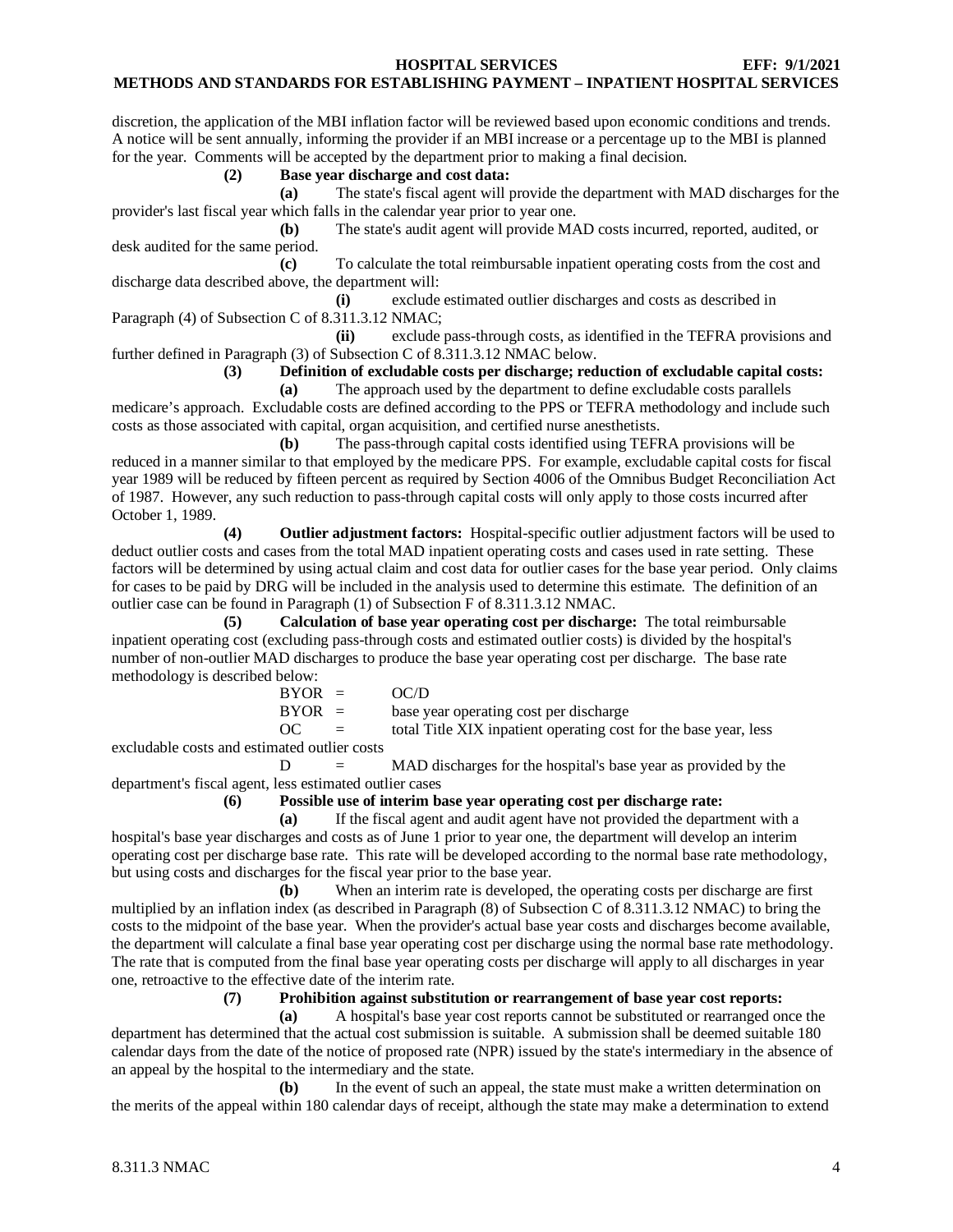discretion, the application of the MBI inflation factor will be reviewed based upon economic conditions and trends. A notice will be sent annually, informing the provider if an MBI increase or a percentage up to the MBI is planned for the year. Comments will be accepted by the department prior to making a final decision.

**(2) Base year discharge and cost data:**

**(a)** The state's fiscal agent will provide the department with MAD discharges for the provider's last fiscal year which falls in the calendar year prior to year one.

**(b)** The state's audit agent will provide MAD costs incurred, reported, audited, or desk audited for the same period.

**(c)** To calculate the total reimbursable inpatient operating costs from the cost and discharge data described above, the department will:

**(i)** exclude estimated outlier discharges and costs as described in Paragraph (4) of Subsection C of 8.311.3.12 NMAC;

**(ii)** exclude pass-through costs, as identified in the TEFRA provisions and further defined in Paragraph (3) of Subsection C of 8.311.3.12 NMAC below.

**(3) Definition of excludable costs per discharge; reduction of excludable capital costs:**

**(a)** The approach used by the department to define excludable costs parallels medicare's approach. Excludable costs are defined according to the PPS or TEFRA methodology and include such costs as those associated with capital, organ acquisition, and certified nurse anesthetists.

**(b)** The pass-through capital costs identified using TEFRA provisions will be reduced in a manner similar to that employed by the medicare PPS. For example, excludable capital costs for fiscal year 1989 will be reduced by fifteen percent as required by Section 4006 of the Omnibus Budget Reconciliation Act of 1987. However, any such reduction to pass-through capital costs will only apply to those costs incurred after October 1, 1989.

**(4) Outlier adjustment factors:** Hospital-specific outlier adjustment factors will be used to deduct outlier costs and cases from the total MAD inpatient operating costs and cases used in rate setting. These factors will be determined by using actual claim and cost data for outlier cases for the base year period. Only claims for cases to be paid by DRG will be included in the analysis used to determine this estimate. The definition of an outlier case can be found in Paragraph (1) of Subsection F of 8.311.3.12 NMAC.

**(5) Calculation of base year operating cost per discharge:** The total reimbursable inpatient operating cost (excluding pass-through costs and estimated outlier costs) is divided by the hospital's number of non-outlier MAD discharges to produce the base year operating cost per discharge. The base rate methodology is described below:

BYOR = OC/D

BYOR = base year operating cost per discharge

OC = total Title XIX inpatient operating cost for the base year, less excludable costs and estimated outlier costs

D = MAD discharges for the hospital's base year as provided by the department's fiscal agent, less estimated outlier cases

**(6) Possible use of interim base year operating cost per discharge rate:**

**(a)** If the fiscal agent and audit agent have not provided the department with a hospital's base year discharges and costs as of June 1 prior to year one, the department will develop an interim operating cost per discharge base rate. This rate will be developed according to the normal base rate methodology, but using costs and discharges for the fiscal year prior to the base year.

**(b)** When an interim rate is developed, the operating costs per discharge are first multiplied by an inflation index (as described in Paragraph (8) of Subsection C of 8.311.3.12 NMAC) to bring the costs to the midpoint of the base year. When the provider's actual base year costs and discharges become available, the department will calculate a final base year operating cost per discharge using the normal base rate methodology. The rate that is computed from the final base year operating costs per discharge will apply to all discharges in year one, retroactive to the effective date of the interim rate.

**(7) Prohibition against substitution or rearrangement of base year cost reports:**

**(a)** A hospital's base year cost reports cannot be substituted or rearranged once the department has determined that the actual cost submission is suitable. A submission shall be deemed suitable 180 calendar days from the date of the notice of proposed rate (NPR) issued by the state's intermediary in the absence of an appeal by the hospital to the intermediary and the state.

**(b)** In the event of such an appeal, the state must make a written determination on the merits of the appeal within 180 calendar days of receipt, although the state may make a determination to extend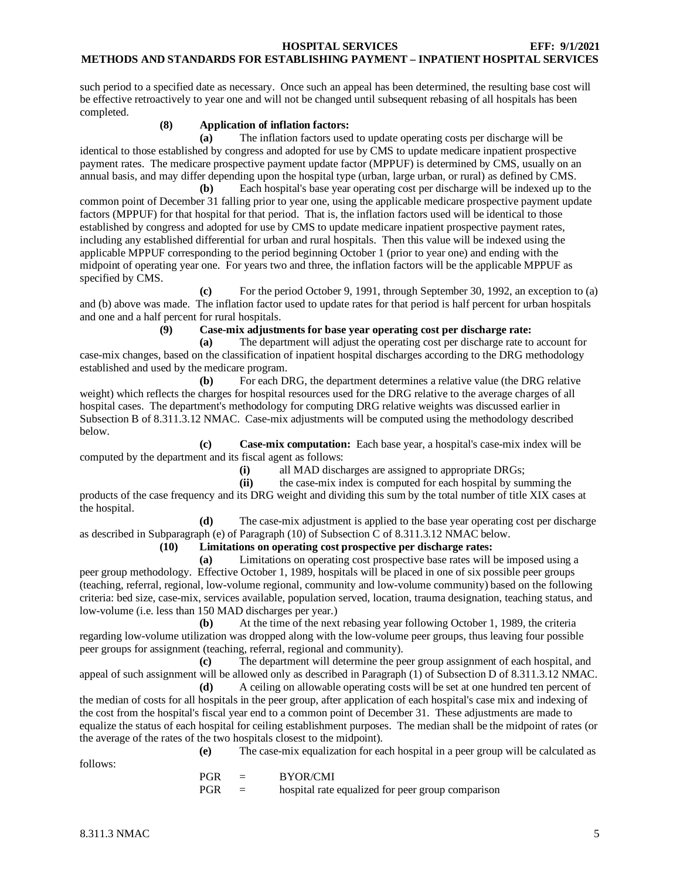such period to a specified date as necessary. Once such an appeal has been determined, the resulting base cost will be effective retroactively to year one and will not be changed until subsequent rebasing of all hospitals has been completed.

**(8) Application of inflation factors:**

**(a)** The inflation factors used to update operating costs per discharge will be identical to those established by congress and adopted for use by CMS to update medicare inpatient prospective payment rates. The medicare prospective payment update factor (MPPUF) is determined by CMS, usually on an annual basis, and may differ depending upon the hospital type (urban, large urban, or rural) as defined by CMS.

**(b)** Each hospital's base year operating cost per discharge will be indexed up to the common point of December 31 falling prior to year one, using the applicable medicare prospective payment update factors (MPPUF) for that hospital for that period. That is, the inflation factors used will be identical to those established by congress and adopted for use by CMS to update medicare inpatient prospective payment rates, including any established differential for urban and rural hospitals. Then this value will be indexed using the applicable MPPUF corresponding to the period beginning October 1 (prior to year one) and ending with the midpoint of operating year one. For years two and three, the inflation factors will be the applicable MPPUF as specified by CMS.

**(c)** For the period October 9, 1991, through September 30, 1992, an exception to (a) and (b) above was made. The inflation factor used to update rates for that period is half percent for urban hospitals and one and a half percent for rural hospitals.

**(9) Case-mix adjustments for base year operating cost per discharge rate:**

**(a)** The department will adjust the operating cost per discharge rate to account for case-mix changes, based on the classification of inpatient hospital discharges according to the DRG methodology established and used by the medicare program.

**(b)** For each DRG, the department determines a relative value (the DRG relative weight) which reflects the charges for hospital resources used for the DRG relative to the average charges of all hospital cases. The department's methodology for computing DRG relative weights was discussed earlier in Subsection B of 8.311.3.12 NMAC. Case-mix adjustments will be computed using the methodology described below.

**(c) Case-mix computation:** Each base year, a hospital's case-mix index will be computed by the department and its fiscal agent as follows:

**(i)** all MAD discharges are assigned to appropriate DRGs;

**(ii)** the case-mix index is computed for each hospital by summing the products of the case frequency and its DRG weight and dividing this sum by the total number of title XIX cases at the hospital.

**(d)** The case-mix adjustment is applied to the base year operating cost per discharge as described in Subparagraph (e) of Paragraph (10) of Subsection C of 8.311.3.12 NMAC below.

**(10) Limitations on operating cost prospective per discharge rates:**

**(a)** Limitations on operating cost prospective base rates will be imposed using a peer group methodology. Effective October 1, 1989, hospitals will be placed in one of six possible peer groups (teaching, referral, regional, low-volume regional, community and low-volume community) based on the following criteria: bed size, case-mix, services available, population served, location, trauma designation, teaching status, and low-volume (i.e. less than 150 MAD discharges per year.)

**(b)** At the time of the next rebasing year following October 1, 1989, the criteria regarding low-volume utilization was dropped along with the low-volume peer groups, thus leaving four possible peer groups for assignment (teaching, referral, regional and community).

**(c)** The department will determine the peer group assignment of each hospital, and appeal of such assignment will be allowed only as described in Paragraph (1) of Subsection D of 8.311.3.12 NMAC.

**(d)** A ceiling on allowable operating costs will be set at one hundred ten percent of the median of costs for all hospitals in the peer group, after application of each hospital's case mix and indexing of the cost from the hospital's fiscal year end to a common point of December 31. These adjustments are made to equalize the status of each hospital for ceiling establishment purposes. The median shall be the midpoint of rates (or the average of the rates of the two hospitals closest to the midpoint).

**(e)** The case-mix equalization for each hospital in a peer group will be calculated as follows:

PGR = BYOR/CMI

PGR = hospital rate equalized for peer group comparison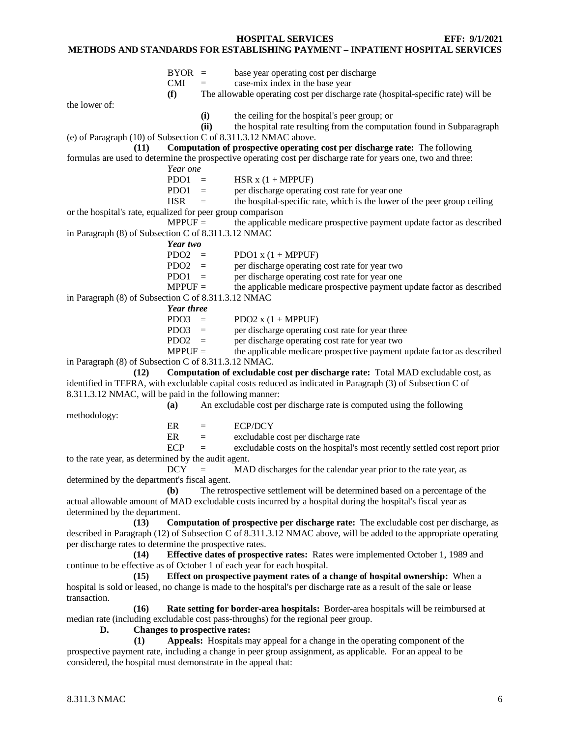BYOR = base year operating cost per discharge

CMI = case-mix index in the base year

**(f)** The allowable operating cost per discharge rate (hospital-specific rate) will be the lower of:

**(i)** the ceiling for the hospital's peer group; or

**(ii)** the hospital rate resulting from the computation found in Subparagraph (e) of Paragraph (10) of Subsection C of 8.311.3.12 NMAC above.

**(11) Computation of prospective operating cost per discharge rate:** The following formulas are used to determine the prospective operating cost per discharge rate for years one, two and three:

*Year one*

PDO1 = HSR x (1 + MPPUF)

PDO1 = per discharge operating cost rate for year one

HSR = the hospital-specific rate, which is the lower of the peer group ceiling or the hospital's rate, equalized for peer group comparison

MPPUF = the applicable medicare prospective payment update factor as described in Paragraph (8) of Subsection C of 8.311.3.12 NMAC

***Year two***

PDO2 = PDO1 x (1 + MPPUF)

PDO2 = per discharge operating cost rate for year two

PDO1 = per discharge operating cost rate for year one

MPPUF = the applicable medicare prospective payment update factor as described in Paragraph (8) of Subsection C of 8.311.3.12 NMAC

***Year three***

PDO3 = PDO2 x (1 + MPPUF)

PDO3 = per discharge operating cost rate for year three

PDO2 = per discharge operating cost rate for year two

MPPUF = the applicable medicare prospective payment update factor as described in Paragraph (8) of Subsection C of 8.311.3.12 NMAC.

**(12) Computation of excludable cost per discharge rate:** Total MAD excludable cost, as identified in TEFRA, with excludable capital costs reduced as indicated in Paragraph (3) of Subsection C of 8.311.3.12 NMAC, will be paid in the following manner:

**(a)** An excludable cost per discharge rate is computed using the following methodology:

ER = ECP/DCY

ER = excludable cost per discharge rate

ECP = excludable costs on the hospital's most recently settled cost report prior to the rate year, as determined by the audit agent.

DCY = MAD discharges for the calendar year prior to the rate year, as determined by the department's fiscal agent.

**(b)** The retrospective settlement will be determined based on a percentage of the actual allowable amount of MAD excludable costs incurred by a hospital during the hospital's fiscal year as determined by the department.

**(13) Computation of prospective per discharge rate:** The excludable cost per discharge, as described in Paragraph (12) of Subsection C of 8.311.3.12 NMAC above, will be added to the appropriate operating per discharge rates to determine the prospective rates.

**(14) Effective dates of prospective rates:** Rates were implemented October 1, 1989 and continue to be effective as of October 1 of each year for each hospital.

**(15) Effect on prospective payment rates of a change of hospital ownership:** When a hospital is sold or leased, no change is made to the hospital's per discharge rate as a result of the sale or lease transaction.

**(16) Rate setting for border-area hospitals:** Border-area hospitals will be reimbursed at median rate (including excludable cost pass-throughs) for the regional peer group.

**D. Changes to prospective rates:**

**(1) Appeals:** Hospitals may appeal for a change in the operating component of the prospective payment rate, including a change in peer group assignment, as applicable. For an appeal to be considered, the hospital must demonstrate in the appeal that: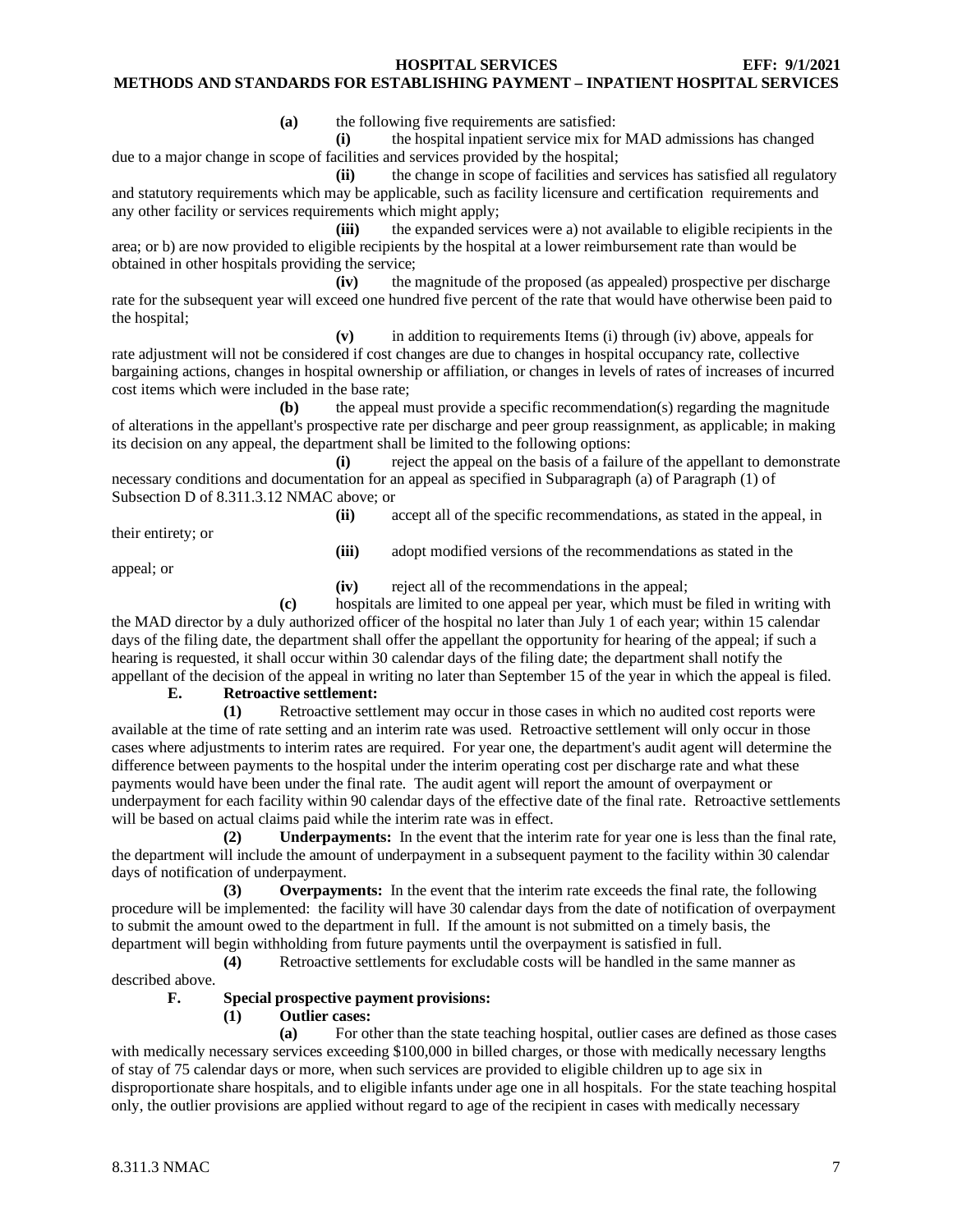**(a)** the following five requirements are satisfied:

**(i)** the hospital inpatient service mix for MAD admissions has changed due to a major change in scope of facilities and services provided by the hospital;

**(ii)** the change in scope of facilities and services has satisfied all regulatory and statutory requirements which may be applicable, such as facility licensure and certification requirements and any other facility or services requirements which might apply;

**(iii)** the expanded services were a) not available to eligible recipients in the area; or b) are now provided to eligible recipients by the hospital at a lower reimbursement rate than would be obtained in other hospitals providing the service;

**(iv)** the magnitude of the proposed (as appealed) prospective per discharge rate for the subsequent year will exceed one hundred five percent of the rate that would have otherwise been paid to the hospital;

**(v)** in addition to requirements Items (i) through (iv) above, appeals for rate adjustment will not be considered if cost changes are due to changes in hospital occupancy rate, collective bargaining actions, changes in hospital ownership or affiliation, or changes in levels of rates of increases of incurred cost items which were included in the base rate;

**(b)** the appeal must provide a specific recommendation(s) regarding the magnitude of alterations in the appellant's prospective rate per discharge and peer group reassignment, as applicable; in making its decision on any appeal, the department shall be limited to the following options:

**(i)** reject the appeal on the basis of a failure of the appellant to demonstrate necessary conditions and documentation for an appeal as specified in Subparagraph (a) of Paragraph (1) of Subsection D of 8.311.3.12 NMAC above; or

**(ii)** accept all of the specific recommendations, as stated in the appeal, in their entirety; or

**(iii)** adopt modified versions of the recommendations as stated in the appeal; or

**(iv)** reject all of the recommendations in the appeal;

**(c)** hospitals are limited to one appeal per year, which must be filed in writing with the MAD director by a duly authorized officer of the hospital no later than July 1 of each year; within 15 calendar days of the filing date, the department shall offer the appellant the opportunity for hearing of the appeal; if such a hearing is requested, it shall occur within 30 calendar days of the filing date; the department shall notify the appellant of the decision of the appeal in writing no later than September 15 of the year in which the appeal is filed.

**E. Retroactive settlement:**

**(1)** Retroactive settlement may occur in those cases in which no audited cost reports were available at the time of rate setting and an interim rate was used. Retroactive settlement will only occur in those cases where adjustments to interim rates are required. For year one, the department's audit agent will determine the difference between payments to the hospital under the interim operating cost per discharge rate and what these payments would have been under the final rate. The audit agent will report the amount of overpayment or underpayment for each facility within 90 calendar days of the effective date of the final rate. Retroactive settlements will be based on actual claims paid while the interim rate was in effect.

**(2) Underpayments:** In the event that the interim rate for year one is less than the final rate, the department will include the amount of underpayment in a subsequent payment to the facility within 30 calendar days of notification of underpayment.

**(3) Overpayments:** In the event that the interim rate exceeds the final rate, the following procedure will be implemented: the facility will have 30 calendar days from the date of notification of overpayment to submit the amount owed to the department in full. If the amount is not submitted on a timely basis, the department will begin withholding from future payments until the overpayment is satisfied in full.

**(4)** Retroactive settlements for excludable costs will be handled in the same manner as described above.

**F. Special prospective payment provisions:**

**(1) Outlier cases:**

**(a)** For other than the state teaching hospital, outlier cases are defined as those cases with medically necessary services exceeding $100,000 in billed charges, or those with medically necessary lengths of stay of 75 calendar days or more, when such services are provided to eligible children up to age six in disproportionate share hospitals, and to eligible infants under age one in all hospitals. For the state teaching hospital only, the outlier provisions are applied without regard to age of the recipient in cases with medically necessary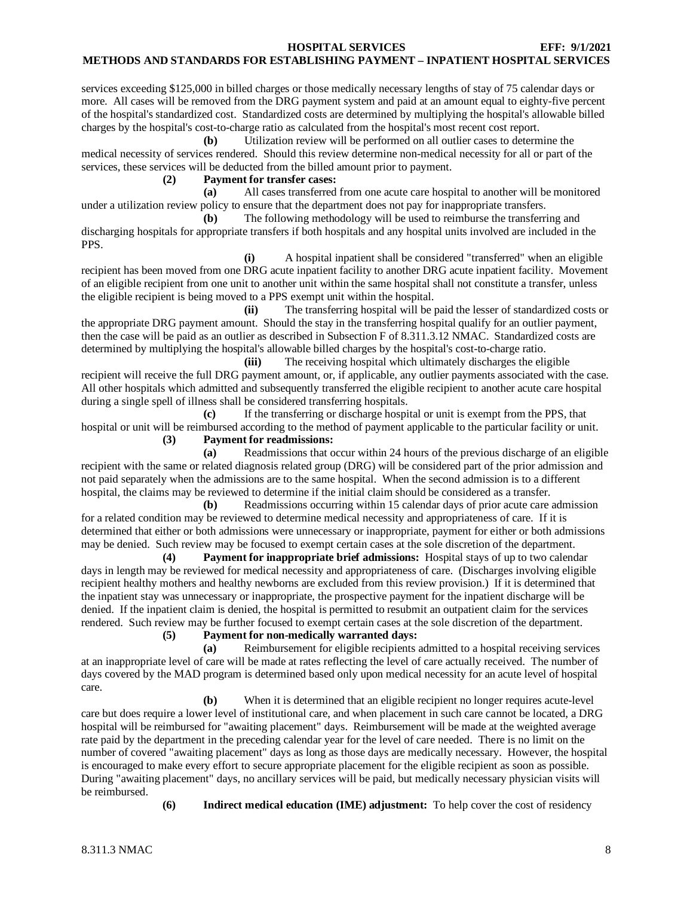services exceeding $125,000 in billed charges or those medically necessary lengths of stay of 75 calendar days or more. All cases will be removed from the DRG payment system and paid at an amount equal to eighty-five percent of the hospital's standardized cost. Standardized costs are determined by multiplying the hospital's allowable billed charges by the hospital's cost-to-charge ratio as calculated from the hospital's most recent cost report.

**(b)** Utilization review will be performed on all outlier cases to determine the medical necessity of services rendered. Should this review determine non-medical necessity for all or part of the services, these services will be deducted from the billed amount prior to payment.

**(2) Payment for transfer cases:**

**(a)** All cases transferred from one acute care hospital to another will be monitored under a utilization review policy to ensure that the department does not pay for inappropriate transfers.

**(b)** The following methodology will be used to reimburse the transferring and discharging hospitals for appropriate transfers if both hospitals and any hospital units involved are included in the PPS.

**(i)** A hospital inpatient shall be considered "transferred" when an eligible recipient has been moved from one DRG acute inpatient facility to another DRG acute inpatient facility. Movement of an eligible recipient from one unit to another unit within the same hospital shall not constitute a transfer, unless the eligible recipient is being moved to a PPS exempt unit within the hospital.

**(ii)** The transferring hospital will be paid the lesser of standardized costs or the appropriate DRG payment amount. Should the stay in the transferring hospital qualify for an outlier payment, then the case will be paid as an outlier as described in Subsection F of 8.311.3.12 NMAC. Standardized costs are determined by multiplying the hospital's allowable billed charges by the hospital's cost-to-charge ratio.

**(iii)** The receiving hospital which ultimately discharges the eligible recipient will receive the full DRG payment amount, or, if applicable, any outlier payments associated with the case. All other hospitals which admitted and subsequently transferred the eligible recipient to another acute care hospital during a single spell of illness shall be considered transferring hospitals.

**(c)** If the transferring or discharge hospital or unit is exempt from the PPS, that hospital or unit will be reimbursed according to the method of payment applicable to the particular facility or unit.

**(3) Payment for readmissions:**

**(a)** Readmissions that occur within 24 hours of the previous discharge of an eligible recipient with the same or related diagnosis related group (DRG) will be considered part of the prior admission and not paid separately when the admissions are to the same hospital. When the second admission is to a different hospital, the claims may be reviewed to determine if the initial claim should be considered as a transfer.

**(b)** Readmissions occurring within 15 calendar days of prior acute care admission for a related condition may be reviewed to determine medical necessity and appropriateness of care. If it is determined that either or both admissions were unnecessary or inappropriate, payment for either or both admissions may be denied. Such review may be focused to exempt certain cases at the sole discretion of the department.

**(4) Payment for inappropriate brief admissions:** Hospital stays of up to two calendar days in length may be reviewed for medical necessity and appropriateness of care. (Discharges involving eligible recipient healthy mothers and healthy newborns are excluded from this review provision.) If it is determined that the inpatient stay was unnecessary or inappropriate, the prospective payment for the inpatient discharge will be denied. If the inpatient claim is denied, the hospital is permitted to resubmit an outpatient claim for the services rendered. Such review may be further focused to exempt certain cases at the sole discretion of the department.

**(5) Payment for non-medically warranted days:**

**(a)** Reimbursement for eligible recipients admitted to a hospital receiving services at an inappropriate level of care will be made at rates reflecting the level of care actually received. The number of days covered by the MAD program is determined based only upon medical necessity for an acute level of hospital care.

**(b)** When it is determined that an eligible recipient no longer requires acute-level care but does require a lower level of institutional care, and when placement in such care cannot be located, a DRG hospital will be reimbursed for "awaiting placement" days. Reimbursement will be made at the weighted average rate paid by the department in the preceding calendar year for the level of care needed. There is no limit on the number of covered "awaiting placement" days as long as those days are medically necessary. However, the hospital is encouraged to make every effort to secure appropriate placement for the eligible recipient as soon as possible. During "awaiting placement" days, no ancillary services will be paid, but medically necessary physician visits will be reimbursed.

**(6) Indirect medical education (IME) adjustment:** To help cover the cost of residency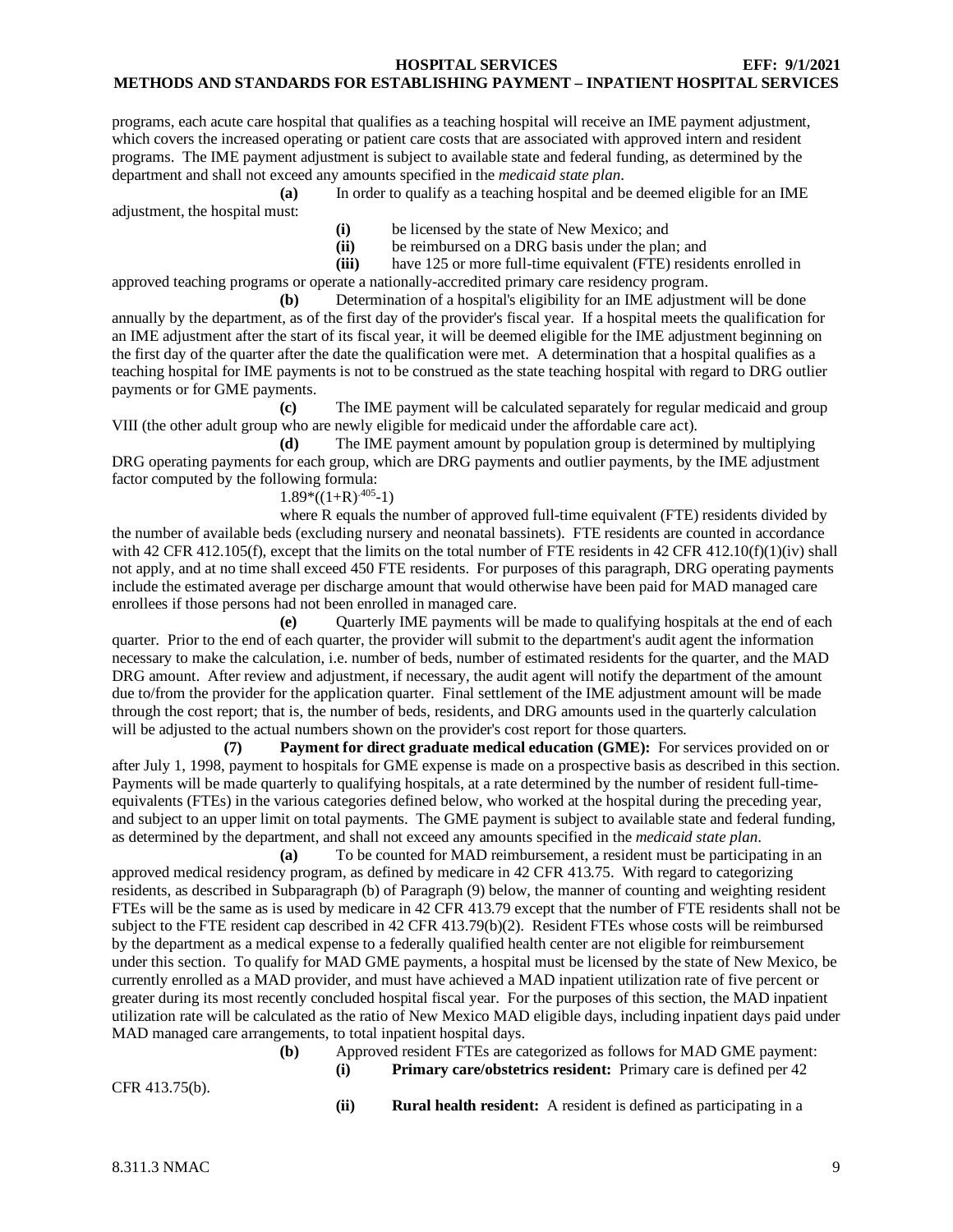programs, each acute care hospital that qualifies as a teaching hospital will receive an IME payment adjustment, which covers the increased operating or patient care costs that are associated with approved intern and resident programs. The IME payment adjustment is subject to available state and federal funding, as determined by the department and shall not exceed any amounts specified in the *medicaid state plan*.

**(a)** In order to qualify as a teaching hospital and be deemed eligible for an IME adjustment, the hospital must:

**(i)** be licensed by the state of New Mexico; and

**(ii)** be reimbursed on a DRG basis under the plan; and

**(iii)** have 125 or more full-time equivalent (FTE) residents enrolled in approved teaching programs or operate a nationally-accredited primary care residency program.

**(b)** Determination of a hospital's eligibility for an IME adjustment will be done annually by the department, as of the first day of the provider's fiscal year. If a hospital meets the qualification for an IME adjustment after the start of its fiscal year, it will be deemed eligible for the IME adjustment beginning on the first day of the quarter after the date the qualification were met. A determination that a hospital qualifies as a teaching hospital for IME payments is not to be construed as the state teaching hospital with regard to DRG outlier payments or for GME payments.

**(c)** The IME payment will be calculated separately for regular medicaid and group VIII (the other adult group who are newly eligible for medicaid under the affordable care act).

**(d)** The IME payment amount by population group is determined by multiplying DRG operating payments for each group, which are DRG payments and outlier payments, by the IME adjustment factor computed by the following formula:

$1.89*((1+R)^{.405}-1)$

where R equals the number of approved full-time equivalent (FTE) residents divided by the number of available beds (excluding nursery and neonatal bassinets). FTE residents are counted in accordance with 42 CFR 412.105(f), except that the limits on the total number of FTE residents in 42 CFR 412.10(f)(1)(iv) shall not apply, and at no time shall exceed 450 FTE residents. For purposes of this paragraph, DRG operating payments include the estimated average per discharge amount that would otherwise have been paid for MAD managed care enrollees if those persons had not been enrolled in managed care.

**(e)** Quarterly IME payments will be made to qualifying hospitals at the end of each quarter. Prior to the end of each quarter, the provider will submit to the department's audit agent the information necessary to make the calculation, i.e. number of beds, number of estimated residents for the quarter, and the MAD DRG amount. After review and adjustment, if necessary, the audit agent will notify the department of the amount due to/from the provider for the application quarter. Final settlement of the IME adjustment amount will be made through the cost report; that is, the number of beds, residents, and DRG amounts used in the quarterly calculation will be adjusted to the actual numbers shown on the provider's cost report for those quarters.

**(7) Payment for direct graduate medical education (GME):** For services provided on or after July 1, 1998, payment to hospitals for GME expense is made on a prospective basis as described in this section. Payments will be made quarterly to qualifying hospitals, at a rate determined by the number of resident full-time-equivalents (FTEs) in the various categories defined below, who worked at the hospital during the preceding year, and subject to an upper limit on total payments. The GME payment is subject to available state and federal funding, as determined by the department, and shall not exceed any amounts specified in the *medicaid state plan*.

**(a)** To be counted for MAD reimbursement, a resident must be participating in an approved medical residency program, as defined by medicare in 42 CFR 413.75. With regard to categorizing residents, as described in Subparagraph (b) of Paragraph (9) below, the manner of counting and weighting resident FTEs will be the same as is used by medicare in 42 CFR 413.79 except that the number of FTE residents shall not be subject to the FTE resident cap described in 42 CFR 413.79(b)(2). Resident FTEs whose costs will be reimbursed by the department as a medical expense to a federally qualified health center are not eligible for reimbursement under this section. To qualify for MAD GME payments, a hospital must be licensed by the state of New Mexico, be currently enrolled as a MAD provider, and must have achieved a MAD inpatient utilization rate of five percent or greater during its most recently concluded hospital fiscal year. For the purposes of this section, the MAD inpatient utilization rate will be calculated as the ratio of New Mexico MAD eligible days, including inpatient days paid under MAD managed care arrangements, to total inpatient hospital days.

**(b)** Approved resident FTEs are categorized as follows for MAD GME payment:

**(i) Primary care/obstetrics resident:** Primary care is defined per 42 CFR 413.75(b).

**(ii) Rural health resident:** A resident is defined as participating in a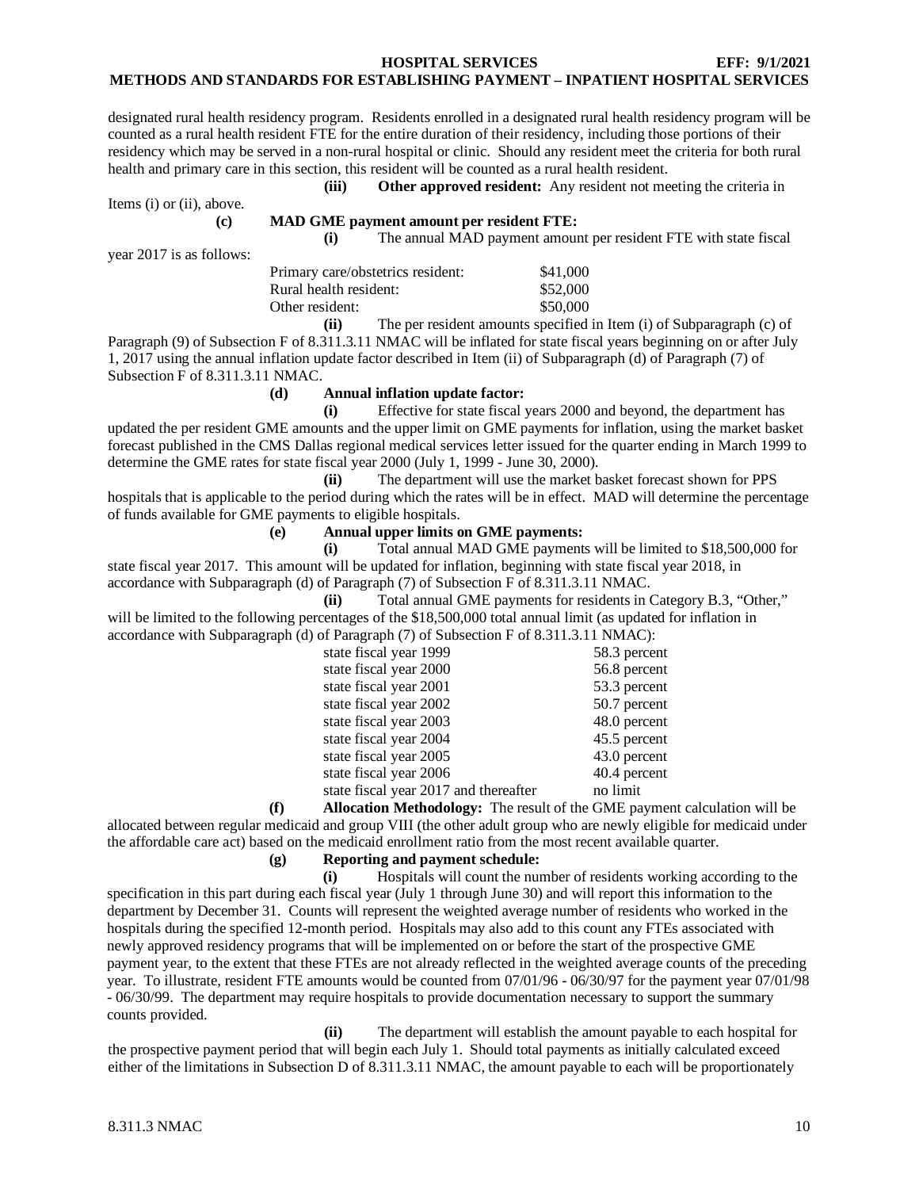designated rural health residency program. Residents enrolled in a designated rural health residency program will be counted as a rural health resident FTE for the entire duration of their residency, including those portions of their residency which may be served in a non-rural hospital or clinic. Should any resident meet the criteria for both rural health and primary care in this section, this resident will be counted as a rural health resident.

**(iii) Other approved resident:** Any resident not meeting the criteria in Items (i) or (ii), above.

**(c) MAD GME payment amount per resident FTE:**

**(i)** The annual MAD payment amount per resident FTE with state fiscal year 2017 is as follows:

| | |
|---|---|
| Primary care/obstetrics resident: | $41,000 |
| Rural health resident: | $52,000 |
| Other resident: | $50,000 |

**(ii)** The per resident amounts specified in Item (i) of Subparagraph (c) of Paragraph (9) of Subsection F of 8.311.3.11 NMAC will be inflated for state fiscal years beginning on or after July 1, 2017 using the annual inflation update factor described in Item (ii) of Subparagraph (d) of Paragraph (7) of Subsection F of 8.311.3.11 NMAC.

**(d) Annual inflation update factor:**

**(i)** Effective for state fiscal years 2000 and beyond, the department has updated the per resident GME amounts and the upper limit on GME payments for inflation, using the market basket forecast published in the CMS Dallas regional medical services letter issued for the quarter ending in March 1999 to determine the GME rates for state fiscal year 2000 (July 1, 1999 - June 30, 2000).

**(ii)** The department will use the market basket forecast shown for PPS hospitals that is applicable to the period during which the rates will be in effect. MAD will determine the percentage of funds available for GME payments to eligible hospitals.

**(e) Annual upper limits on GME payments:**

**(i)** Total annual MAD GME payments will be limited to $18,500,000 for state fiscal year 2017. This amount will be updated for inflation, beginning with state fiscal year 2018, in accordance with Subparagraph (d) of Paragraph (7) of Subsection F of 8.311.3.11 NMAC.

**(ii)** Total annual GME payments for residents in Category B.3, "Other," will be limited to the following percentages of the $18,500,000 total annual limit (as updated for inflation in accordance with Subparagraph (d) of Paragraph (7) of Subsection F of 8.311.3.11 NMAC):

| | |
|---|---|
| state fiscal year 1999 | 58.3 percent |
| state fiscal year 2000 | 56.8 percent |
| state fiscal year 2001 | 53.3 percent |
| state fiscal year 2002 | 50.7 percent |
| state fiscal year 2003 | 48.0 percent |
| state fiscal year 2004 | 45.5 percent |
| state fiscal year 2005 | 43.0 percent |
| state fiscal year 2006 | 40.4 percent |
| state fiscal year 2017 and thereafter | no limit |

**(f) Allocation Methodology:** The result of the GME payment calculation will be allocated between regular medicaid and group VIII (the other adult group who are newly eligible for medicaid under the affordable care act) based on the medicaid enrollment ratio from the most recent available quarter.

**(g) Reporting and payment schedule:**

**(i)** Hospitals will count the number of residents working according to the specification in this part during each fiscal year (July 1 through June 30) and will report this information to the department by December 31. Counts will represent the weighted average number of residents who worked in the hospitals during the specified 12-month period. Hospitals may also add to this count any FTEs associated with newly approved residency programs that will be implemented on or before the start of the prospective GME payment year, to the extent that these FTEs are not already reflected in the weighted average counts of the preceding year. To illustrate, resident FTE amounts would be counted from 07/01/96 - 06/30/97 for the payment year 07/01/98 - 06/30/99. The department may require hospitals to provide documentation necessary to support the summary counts provided.

**(ii)** The department will establish the amount payable to each hospital for the prospective payment period that will begin each July 1. Should total payments as initially calculated exceed either of the limitations in Subsection D of 8.311.3.11 NMAC, the amount payable to each will be proportionately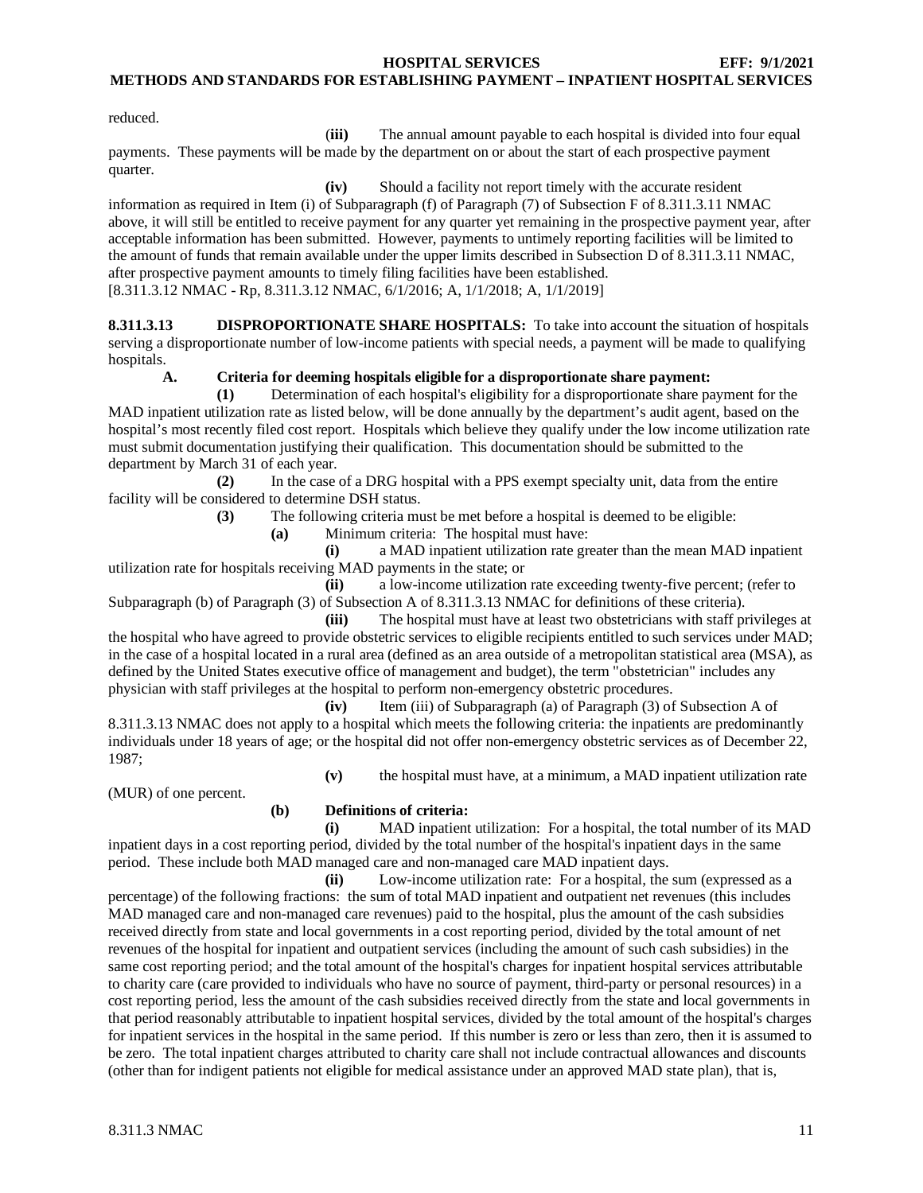reduced.

**(iii)** The annual amount payable to each hospital is divided into four equal payments. These payments will be made by the department on or about the start of each prospective payment quarter.

**(iv)** Should a facility not report timely with the accurate resident information as required in Item (i) of Subparagraph (f) of Paragraph (7) of Subsection F of 8.311.3.11 NMAC above, it will still be entitled to receive payment for any quarter yet remaining in the prospective payment year, after acceptable information has been submitted. However, payments to untimely reporting facilities will be limited to the amount of funds that remain available under the upper limits described in Subsection D of 8.311.3.11 NMAC, after prospective payment amounts to timely filing facilities have been established.

[8.311.3.12 NMAC - Rp, 8.311.3.12 NMAC, 6/1/2016; A, 1/1/2018; A, 1/1/2019]

**8.311.3.13 DISPROPORTIONATE SHARE HOSPITALS:** To take into account the situation of hospitals serving a disproportionate number of low-income patients with special needs, a payment will be made to qualifying hospitals.

**A. Criteria for deeming hospitals eligible for a disproportionate share payment:**

**(1)** Determination of each hospital's eligibility for a disproportionate share payment for the MAD inpatient utilization rate as listed below, will be done annually by the department's audit agent, based on the hospital's most recently filed cost report. Hospitals which believe they qualify under the low income utilization rate must submit documentation justifying their qualification. This documentation should be submitted to the department by March 31 of each year.

**(2)** In the case of a DRG hospital with a PPS exempt specialty unit, data from the entire facility will be considered to determine DSH status.

**(3)** The following criteria must be met before a hospital is deemed to be eligible:

**(a)** Minimum criteria: The hospital must have:

**(i)** a MAD inpatient utilization rate greater than the mean MAD inpatient utilization rate for hospitals receiving MAD payments in the state; or

**(ii)** a low-income utilization rate exceeding twenty-five percent; (refer to Subparagraph (b) of Paragraph (3) of Subsection A of 8.311.3.13 NMAC for definitions of these criteria).

**(iii)** The hospital must have at least two obstetricians with staff privileges at the hospital who have agreed to provide obstetric services to eligible recipients entitled to such services under MAD; in the case of a hospital located in a rural area (defined as an area outside of a metropolitan statistical area (MSA), as defined by the United States executive office of management and budget), the term "obstetrician" includes any physician with staff privileges at the hospital to perform non-emergency obstetric procedures.

**(iv)** Item (iii) of Subparagraph (a) of Paragraph (3) of Subsection A of 8.311.3.13 NMAC does not apply to a hospital which meets the following criteria: the inpatients are predominantly individuals under 18 years of age; or the hospital did not offer non-emergency obstetric services as of December 22, 1987;

**(v)** the hospital must have, at a minimum, a MAD inpatient utilization rate (MUR) of one percent.

**(b) Definitions of criteria:**

**(i)** MAD inpatient utilization: For a hospital, the total number of its MAD inpatient days in a cost reporting period, divided by the total number of the hospital's inpatient days in the same period. These include both MAD managed care and non-managed care MAD inpatient days.

**(ii)** Low-income utilization rate: For a hospital, the sum (expressed as a percentage) of the following fractions: the sum of total MAD inpatient and outpatient net revenues (this includes MAD managed care and non-managed care revenues) paid to the hospital, plus the amount of the cash subsidies received directly from state and local governments in a cost reporting period, divided by the total amount of net revenues of the hospital for inpatient and outpatient services (including the amount of such cash subsidies) in the same cost reporting period; and the total amount of the hospital's charges for inpatient hospital services attributable to charity care (care provided to individuals who have no source of payment, third-party or personal resources) in a cost reporting period, less the amount of the cash subsidies received directly from the state and local governments in that period reasonably attributable to inpatient hospital services, divided by the total amount of the hospital's charges for inpatient services in the hospital in the same period. If this number is zero or less than zero, then it is assumed to be zero. The total inpatient charges attributed to charity care shall not include contractual allowances and discounts (other than for indigent patients not eligible for medical assistance under an approved MAD state plan), that is,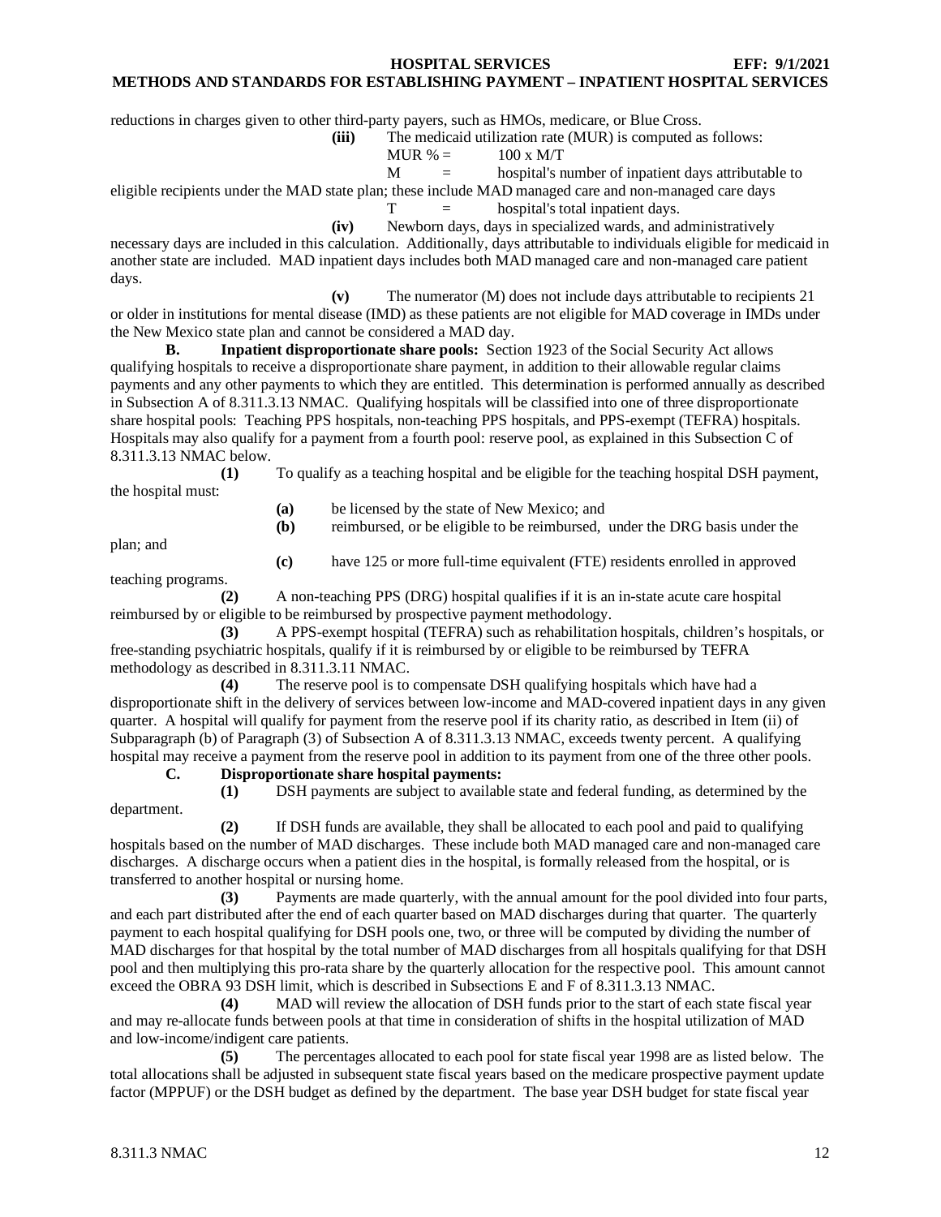reductions in charges given to other third-party payers, such as HMOs, medicare, or Blue Cross.

**(iii)** The medicaid utilization rate (MUR) is computed as follows:

MUR % = 100 x M/T

M = hospital's number of inpatient days attributable to eligible recipients under the MAD state plan; these include MAD managed care and non-managed care days

T = hospital's total inpatient days.

**(iv)** Newborn days, days in specialized wards, and administratively necessary days are included in this calculation. Additionally, days attributable to individuals eligible for medicaid in another state are included. MAD inpatient days includes both MAD managed care and non-managed care patient days.

**(v)** The numerator (M) does not include days attributable to recipients 21 or older in institutions for mental disease (IMD) as these patients are not eligible for MAD coverage in IMDs under the New Mexico state plan and cannot be considered a MAD day.

**B. Inpatient disproportionate share pools:** Section 1923 of the Social Security Act allows qualifying hospitals to receive a disproportionate share payment, in addition to their allowable regular claims payments and any other payments to which they are entitled. This determination is performed annually as described in Subsection A of 8.311.3.13 NMAC. Qualifying hospitals will be classified into one of three disproportionate share hospital pools: Teaching PPS hospitals, non-teaching PPS hospitals, and PPS-exempt (TEFRA) hospitals. Hospitals may also qualify for a payment from a fourth pool: reserve pool, as explained in this Subsection C of 8.311.3.13 NMAC below.

**(1)** To qualify as a teaching hospital and be eligible for the teaching hospital DSH payment, the hospital must:

**(a)** be licensed by the state of New Mexico; and

**(b)** reimbursed, or be eligible to be reimbursed, under the DRG basis under the plan; and

**(c)** have 125 or more full-time equivalent (FTE) residents enrolled in approved teaching programs.

**(2)** A non-teaching PPS (DRG) hospital qualifies if it is an in-state acute care hospital reimbursed by or eligible to be reimbursed by prospective payment methodology.

**(3)** A PPS-exempt hospital (TEFRA) such as rehabilitation hospitals, children's hospitals, or free-standing psychiatric hospitals, qualify if it is reimbursed by or eligible to be reimbursed by TEFRA methodology as described in 8.311.3.11 NMAC.

**(4)** The reserve pool is to compensate DSH qualifying hospitals which have had a disproportionate shift in the delivery of services between low-income and MAD-covered inpatient days in any given quarter. A hospital will qualify for payment from the reserve pool if its charity ratio, as described in Item (ii) of Subparagraph (b) of Paragraph (3) of Subsection A of 8.311.3.13 NMAC, exceeds twenty percent. A qualifying hospital may receive a payment from the reserve pool in addition to its payment from one of the three other pools.

**C. Disproportionate share hospital payments:**

**(1)** DSH payments are subject to available state and federal funding, as determined by the department.

**(2)** If DSH funds are available, they shall be allocated to each pool and paid to qualifying hospitals based on the number of MAD discharges. These include both MAD managed care and non-managed care discharges. A discharge occurs when a patient dies in the hospital, is formally released from the hospital, or is transferred to another hospital or nursing home.

**(3)** Payments are made quarterly, with the annual amount for the pool divided into four parts, and each part distributed after the end of each quarter based on MAD discharges during that quarter. The quarterly payment to each hospital qualifying for DSH pools one, two, or three will be computed by dividing the number of MAD discharges for that hospital by the total number of MAD discharges from all hospitals qualifying for that DSH pool and then multiplying this pro-rata share by the quarterly allocation for the respective pool. This amount cannot exceed the OBRA 93 DSH limit, which is described in Subsections E and F of 8.311.3.13 NMAC.

**(4)** MAD will review the allocation of DSH funds prior to the start of each state fiscal year and may re-allocate funds between pools at that time in consideration of shifts in the hospital utilization of MAD and low-income/indigent care patients.

**(5)** The percentages allocated to each pool for state fiscal year 1998 are as listed below. The total allocations shall be adjusted in subsequent state fiscal years based on the medicare prospective payment update factor (MPPUF) or the DSH budget as defined by the department. The base year DSH budget for state fiscal year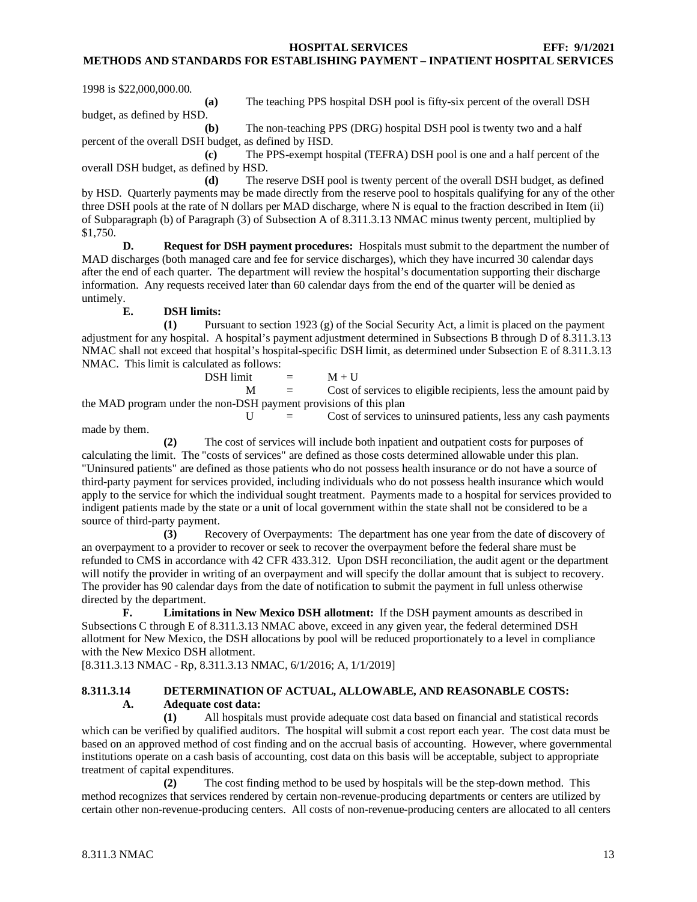1998 is $22,000,000.00.

**(a)** The teaching PPS hospital DSH pool is fifty-six percent of the overall DSH budget, as defined by HSD.

**(b)** The non-teaching PPS (DRG) hospital DSH pool is twenty two and a half percent of the overall DSH budget, as defined by HSD.

**(c)** The PPS-exempt hospital (TEFRA) DSH pool is one and a half percent of the overall DSH budget, as defined by HSD.

**(d)** The reserve DSH pool is twenty percent of the overall DSH budget, as defined by HSD. Quarterly payments may be made directly from the reserve pool to hospitals qualifying for any of the other three DSH pools at the rate of N dollars per MAD discharge, where N is equal to the fraction described in Item (ii) of Subparagraph (b) of Paragraph (3) of Subsection A of 8.311.3.13 NMAC minus twenty percent, multiplied by $1,750.

**D. Request for DSH payment procedures:** Hospitals must submit to the department the number of MAD discharges (both managed care and fee for service discharges), which they have incurred 30 calendar days after the end of each quarter. The department will review the hospital's documentation supporting their discharge information. Any requests received later than 60 calendar days from the end of the quarter will be denied as untimely.

**E. DSH limits:**

**(1)** Pursuant to section 1923 (g) of the Social Security Act, a limit is placed on the payment adjustment for any hospital. A hospital's payment adjustment determined in Subsections B through D of 8.311.3.13 NMAC shall not exceed that hospital's hospital-specific DSH limit, as determined under Subsection E of 8.311.3.13 NMAC. This limit is calculated as follows:

DSH limit = M + U

M = Cost of services to eligible recipients, less the amount paid by the MAD program under the non-DSH payment provisions of this plan

U = Cost of services to uninsured patients, less any cash payments made by them.

**(2)** The cost of services will include both inpatient and outpatient costs for purposes of calculating the limit. The "costs of services" are defined as those costs determined allowable under this plan. "Uninsured patients" are defined as those patients who do not possess health insurance or do not have a source of third-party payment for services provided, including individuals who do not possess health insurance which would apply to the service for which the individual sought treatment. Payments made to a hospital for services provided to indigent patients made by the state or a unit of local government within the state shall not be considered to be a source of third-party payment.

**(3)** Recovery of Overpayments: The department has one year from the date of discovery of an overpayment to a provider to recover or seek to recover the overpayment before the federal share must be refunded to CMS in accordance with 42 CFR 433.312. Upon DSH reconciliation, the audit agent or the department will notify the provider in writing of an overpayment and will specify the dollar amount that is subject to recovery. The provider has 90 calendar days from the date of notification to submit the payment in full unless otherwise directed by the department.

**F. Limitations in New Mexico DSH allotment:** If the DSH payment amounts as described in Subsections C through E of 8.311.3.13 NMAC above, exceed in any given year, the federal determined DSH allotment for New Mexico, the DSH allocations by pool will be reduced proportionately to a level in compliance with the New Mexico DSH allotment.

[8.311.3.13 NMAC - Rp, 8.311.3.13 NMAC, 6/1/2016; A, 1/1/2019]

## 8.311.3.14 DETERMINATION OF ACTUAL, ALLOWABLE, AND REASONABLE COSTS:

**A. Adequate cost data:**

**(1)** All hospitals must provide adequate cost data based on financial and statistical records which can be verified by qualified auditors. The hospital will submit a cost report each year. The cost data must be based on an approved method of cost finding and on the accrual basis of accounting. However, where governmental institutions operate on a cash basis of accounting, cost data on this basis will be acceptable, subject to appropriate treatment of capital expenditures.

**(2)** The cost finding method to be used by hospitals will be the step-down method. This method recognizes that services rendered by certain non-revenue-producing departments or centers are utilized by certain other non-revenue-producing centers. All costs of non-revenue-producing centers are allocated to all centers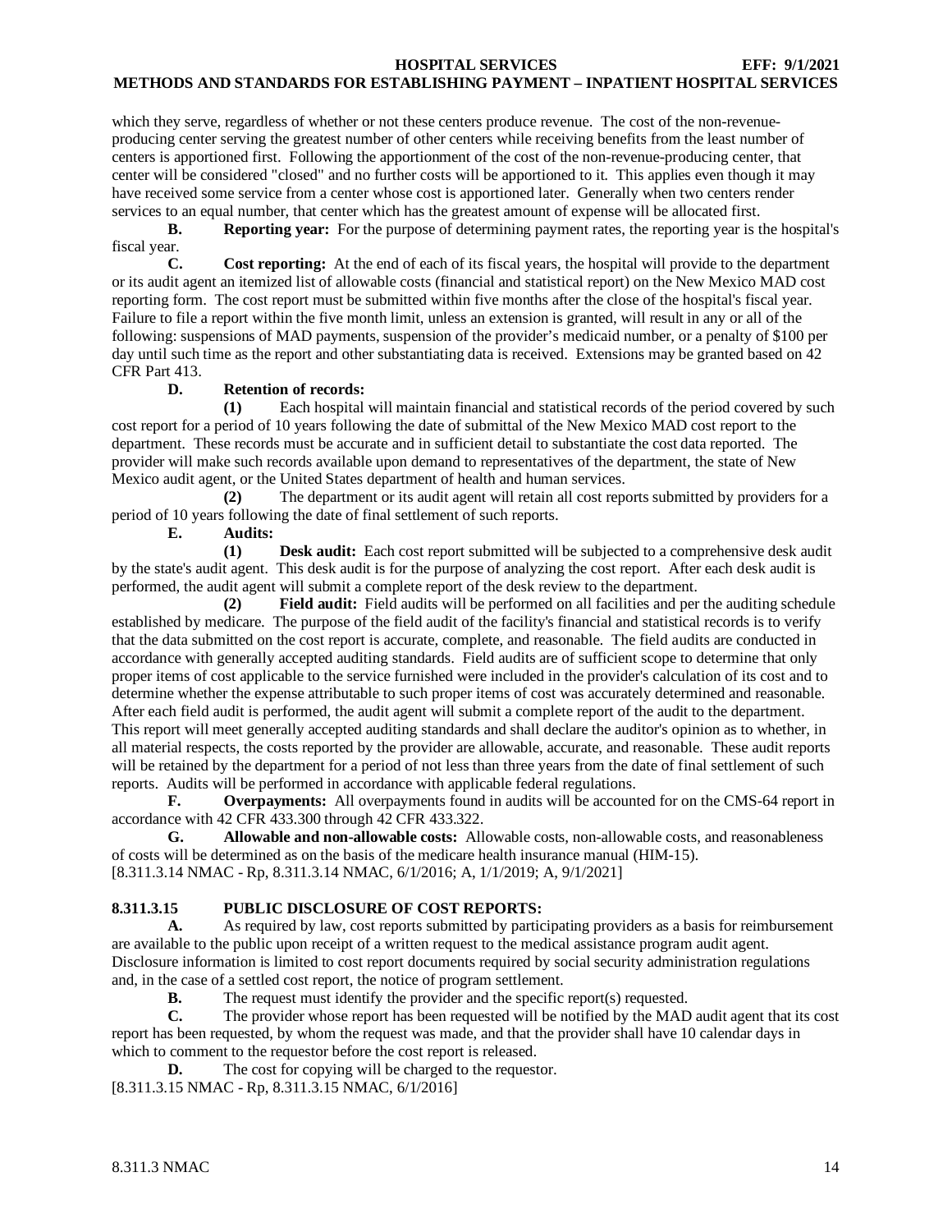which they serve, regardless of whether or not these centers produce revenue. The cost of the non-revenue-producing center serving the greatest number of other centers while receiving benefits from the least number of centers is apportioned first. Following the apportionment of the cost of the non-revenue-producing center, that center will be considered "closed" and no further costs will be apportioned to it. This applies even though it may have received some service from a center whose cost is apportioned later. Generally when two centers render services to an equal number, that center which has the greatest amount of expense will be allocated first.

**B. Reporting year:** For the purpose of determining payment rates, the reporting year is the hospital's fiscal year.

**C. Cost reporting:** At the end of each of its fiscal years, the hospital will provide to the department or its audit agent an itemized list of allowable costs (financial and statistical report) on the New Mexico MAD cost reporting form. The cost report must be submitted within five months after the close of the hospital's fiscal year. Failure to file a report within the five month limit, unless an extension is granted, will result in any or all of the following: suspensions of MAD payments, suspension of the provider's medicaid number, or a penalty of $100 per day until such time as the report and other substantiating data is received. Extensions may be granted based on 42 CFR Part 413.

**D. Retention of records:**

**(1)** Each hospital will maintain financial and statistical records of the period covered by such cost report for a period of 10 years following the date of submittal of the New Mexico MAD cost report to the department. These records must be accurate and in sufficient detail to substantiate the cost data reported. The provider will make such records available upon demand to representatives of the department, the state of New Mexico audit agent, or the United States department of health and human services.

**(2)** The department or its audit agent will retain all cost reports submitted by providers for a period of 10 years following the date of final settlement of such reports.

**E. Audits:**

**(1) Desk audit:** Each cost report submitted will be subjected to a comprehensive desk audit by the state's audit agent. This desk audit is for the purpose of analyzing the cost report. After each desk audit is performed, the audit agent will submit a complete report of the desk review to the department.

**(2) Field audit:** Field audits will be performed on all facilities and per the auditing schedule established by medicare. The purpose of the field audit of the facility's financial and statistical records is to verify that the data submitted on the cost report is accurate, complete, and reasonable. The field audits are conducted in accordance with generally accepted auditing standards. Field audits are of sufficient scope to determine that only proper items of cost applicable to the service furnished were included in the provider's calculation of its cost and to determine whether the expense attributable to such proper items of cost was accurately determined and reasonable. After each field audit is performed, the audit agent will submit a complete report of the audit to the department. This report will meet generally accepted auditing standards and shall declare the auditor's opinion as to whether, in all material respects, the costs reported by the provider are allowable, accurate, and reasonable. These audit reports will be retained by the department for a period of not less than three years from the date of final settlement of such reports. Audits will be performed in accordance with applicable federal regulations.

**F. Overpayments:** All overpayments found in audits will be accounted for on the CMS-64 report in accordance with 42 CFR 433.300 through 42 CFR 433.322.

**G. Allowable and non-allowable costs:** Allowable costs, non-allowable costs, and reasonableness of costs will be determined as on the basis of the medicare health insurance manual (HIM-15).

[8.311.3.14 NMAC - Rp, 8.311.3.14 NMAC, 6/1/2016; A, 1/1/2019; A, 9/1/2021]

## 8.311.3.15 PUBLIC DISCLOSURE OF COST REPORTS:

**A.** As required by law, cost reports submitted by participating providers as a basis for reimbursement are available to the public upon receipt of a written request to the medical assistance program audit agent. Disclosure information is limited to cost report documents required by social security administration regulations and, in the case of a settled cost report, the notice of program settlement.

**B.** The request must identify the provider and the specific report(s) requested.

**C.** The provider whose report has been requested will be notified by the MAD audit agent that its cost report has been requested, by whom the request was made, and that the provider shall have 10 calendar days in which to comment to the requestor before the cost report is released.

**D.** The cost for copying will be charged to the requestor.

[8.311.3.15 NMAC - Rp, 8.311.3.15 NMAC, 6/1/2016]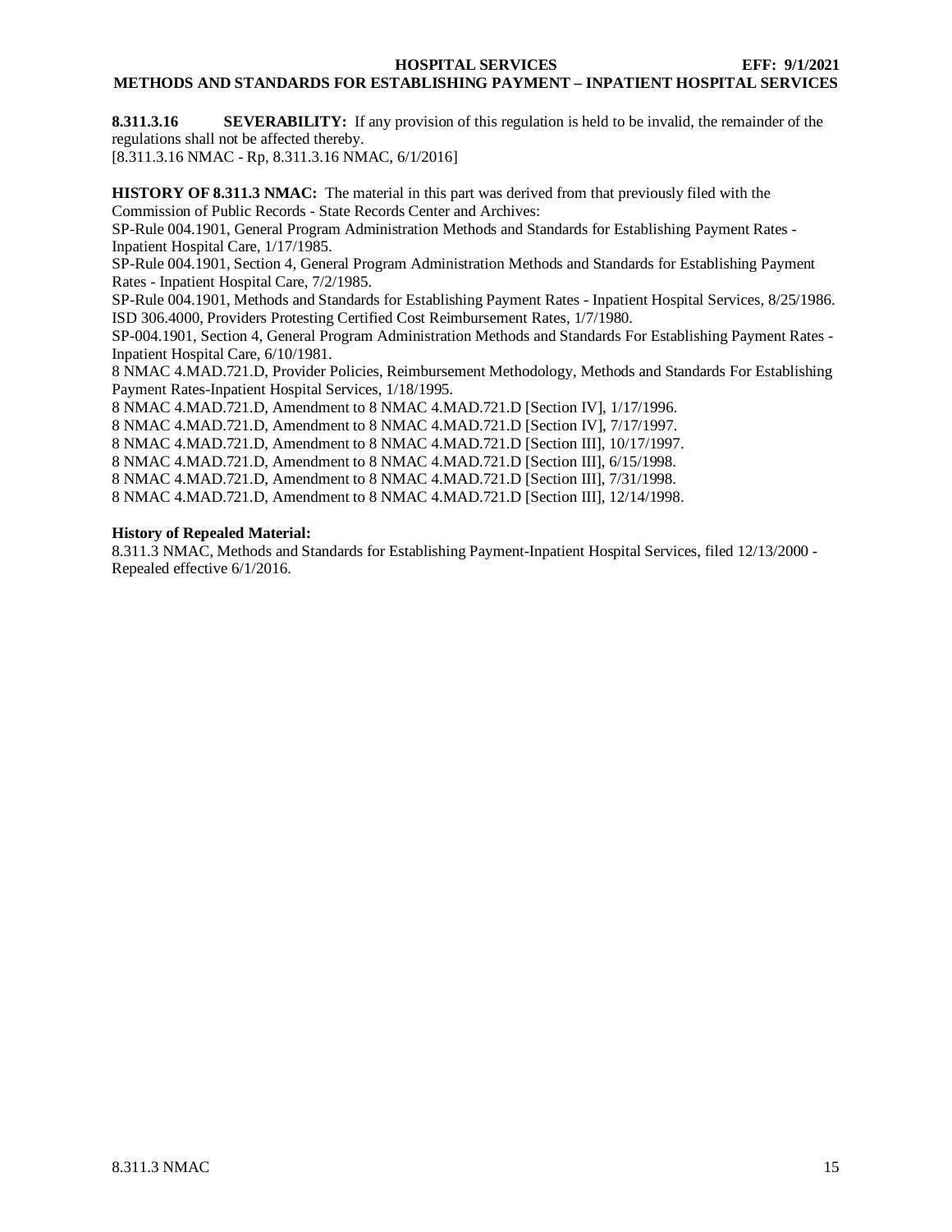**8.311.3.16 SEVERABILITY:** If any provision of this regulation is held to be invalid, the remainder of the regulations shall not be affected thereby.
[8.311.3.16 NMAC - Rp, 8.311.3.16 NMAC, 6/1/2016]

**HISTORY OF 8.311.3 NMAC:** The material in this part was derived from that previously filed with the Commission of Public Records - State Records Center and Archives:
SP-Rule 004.1901, General Program Administration Methods and Standards for Establishing Payment Rates - Inpatient Hospital Care, 1/17/1985.
SP-Rule 004.1901, Section 4, General Program Administration Methods and Standards for Establishing Payment Rates - Inpatient Hospital Care, 7/2/1985.
SP-Rule 004.1901, Methods and Standards for Establishing Payment Rates - Inpatient Hospital Services, 8/25/1986.
ISD 306.4000, Providers Protesting Certified Cost Reimbursement Rates, 1/7/1980.
SP-004.1901, Section 4, General Program Administration Methods and Standards For Establishing Payment Rates - Inpatient Hospital Care, 6/10/1981.
8 NMAC 4.MAD.721.D, Provider Policies, Reimbursement Methodology, Methods and Standards For Establishing Payment Rates-Inpatient Hospital Services, 1/18/1995.
8 NMAC 4.MAD.721.D, Amendment to 8 NMAC 4.MAD.721.D [Section IV], 1/17/1996.
8 NMAC 4.MAD.721.D, Amendment to 8 NMAC 4.MAD.721.D [Section IV], 7/17/1997.
8 NMAC 4.MAD.721.D, Amendment to 8 NMAC 4.MAD.721.D [Section III], 10/17/1997.
8 NMAC 4.MAD.721.D, Amendment to 8 NMAC 4.MAD.721.D [Section III], 6/15/1998.
8 NMAC 4.MAD.721.D, Amendment to 8 NMAC 4.MAD.721.D [Section III], 7/31/1998.
8 NMAC 4.MAD.721.D, Amendment to 8 NMAC 4.MAD.721.D [Section III], 12/14/1998.

**History of Repealed Material:**
8.311.3 NMAC, Methods and Standards for Establishing Payment-Inpatient Hospital Services, filed 12/13/2000 - Repealed effective 6/1/2016.